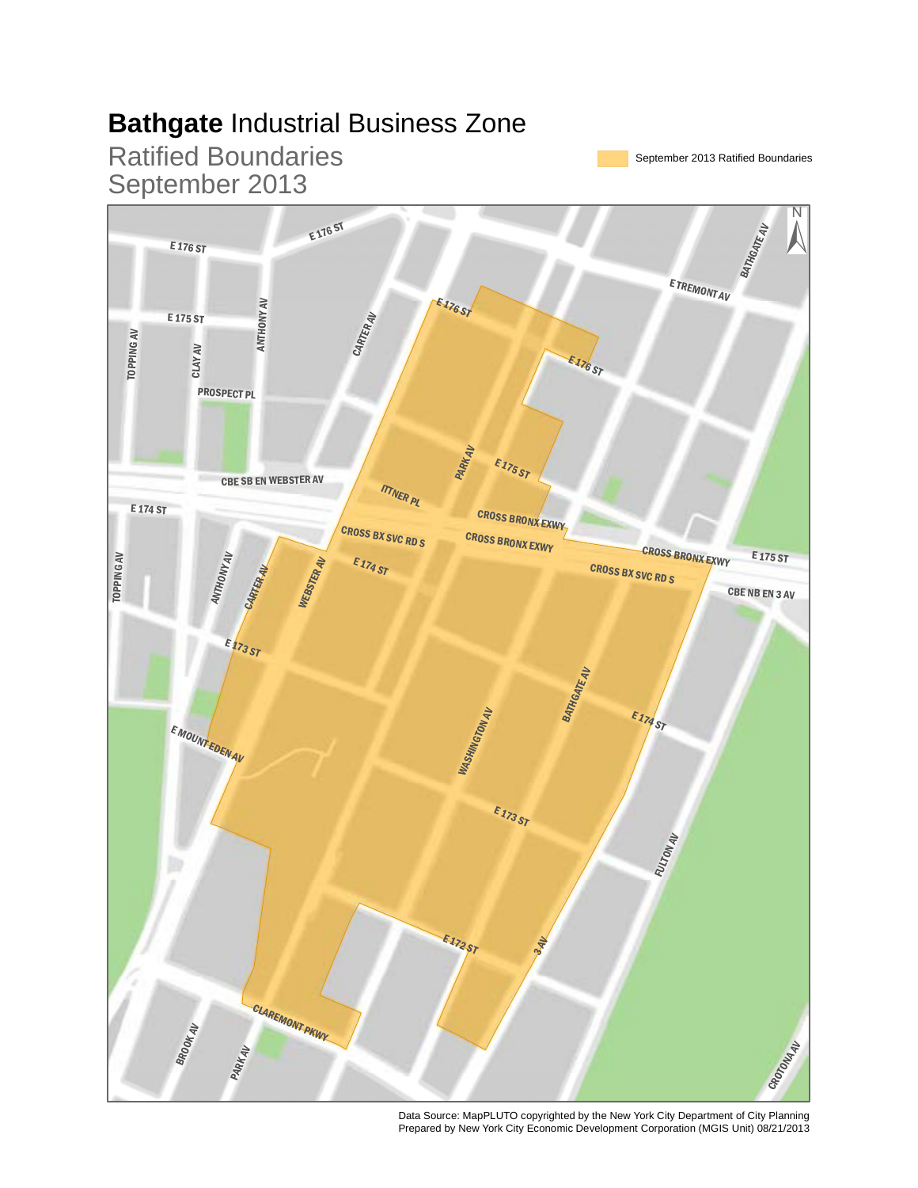# **Bathgate** Industrial Business Zone

## Ratified Boundaries
## September 2013

September 2013 Ratified Boundaries

E 176 ST
E 176 ST
E 175 ST
TOPPING AV
CLAY AV
ANTHONY AV
CARTER AV
PROSPECT PL
E 176 ST
E 176 ST
E TREMONT AV
BATHGATE AV
PARK AV
E 175 ST
CBE SB EN WEBSTER AV
E 174 ST
ITTNER PL
CROSS BRONX EXWY
CROSS BX SVC RD S
CROSS BRONX EXWY
CROSS BRONX EXWY
E 175 ST
CROSS BX SVC RD S
CBE NB EN 3 AV
TOPPING AV
ANTHONY AV
CARTER AV
WEBSTER AV
E 174 ST
E 173 ST
BATHGATE AV
E 174 ST
E MOUNT EDEN AV
WASHINGTON AV
E 173 ST
FULTON AV
E 172 ST
3 AV
CLAREMONT PKWY
BROOK AV
PARK AV
CROTONA AV

Data Source: MapPLUTO copyrighted by the New York City Department of City Planning
Prepared by New York City Economic Development Corporation (MGIS Unit) 08/21/2013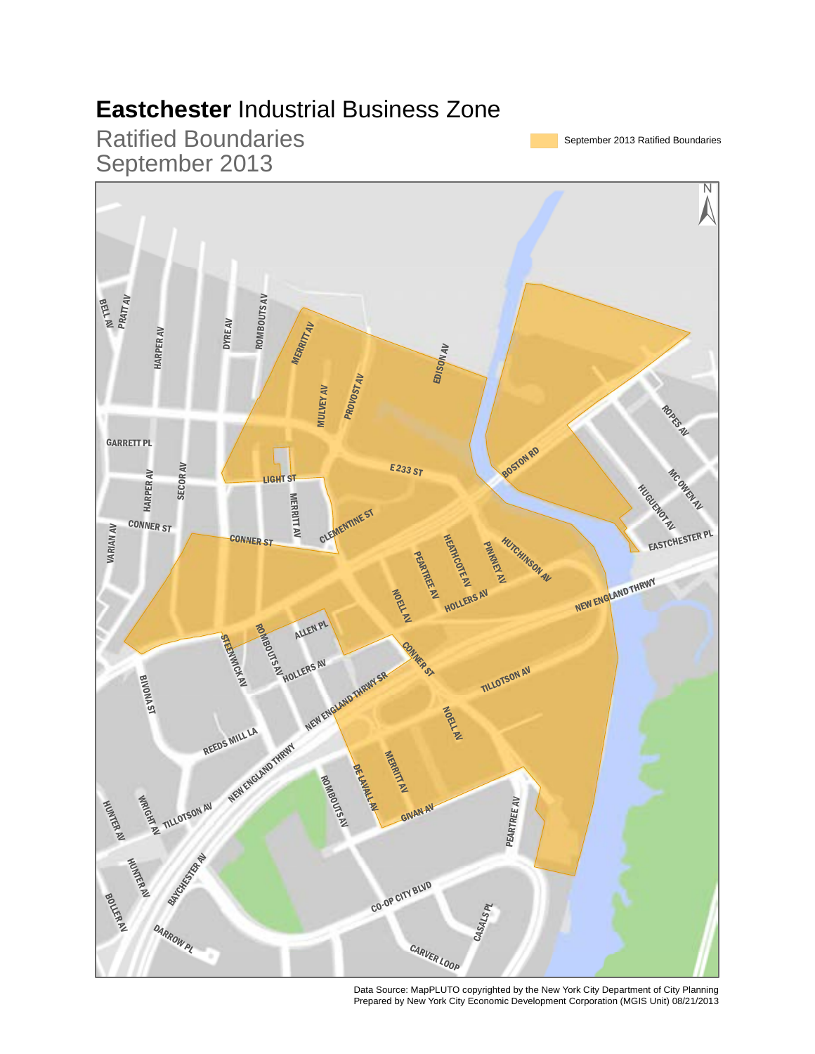# **Eastchester** Industrial Business Zone

## Ratified Boundaries September 2013

September 2013 Ratified Boundaries

Data Source: MapPLUTO copyrighted by the New York City Department of City Planning
Prepared by New York City Economic Development Corporation (MGIS Unit) 08/21/2013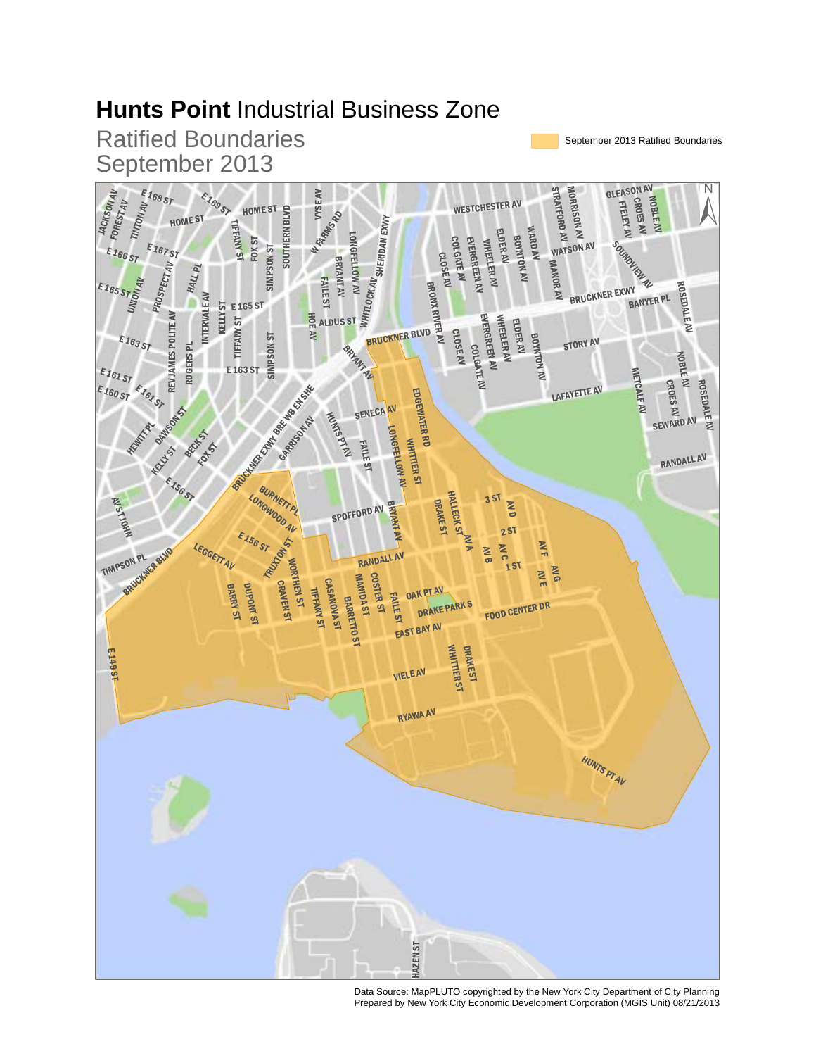# **Hunts Point** Industrial Business Zone

## Ratified Boundaries September 2013

September 2013 Ratified Boundaries

Data Source: MapPLUTO copyrighted by the New York City Department of City Planning
Prepared by New York City Economic Development Corporation (MGIS Unit) 08/21/2013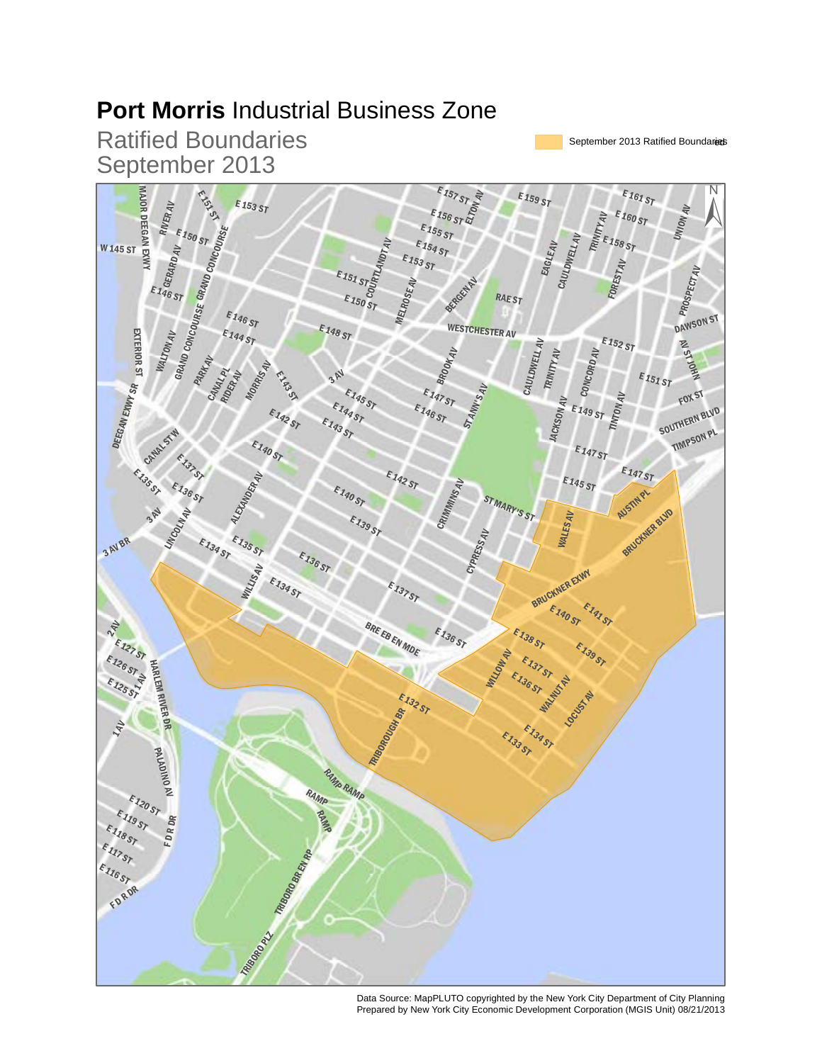# **Port Morris** Industrial Business Zone

## Ratified Boundaries September 2013

September 2013 Ratified Boundaries

Data Source: MapPLUTO copyrighted by the New York City Department of City Planning
Prepared by New York City Economic Development Corporation (MGIS Unit) 08/21/2013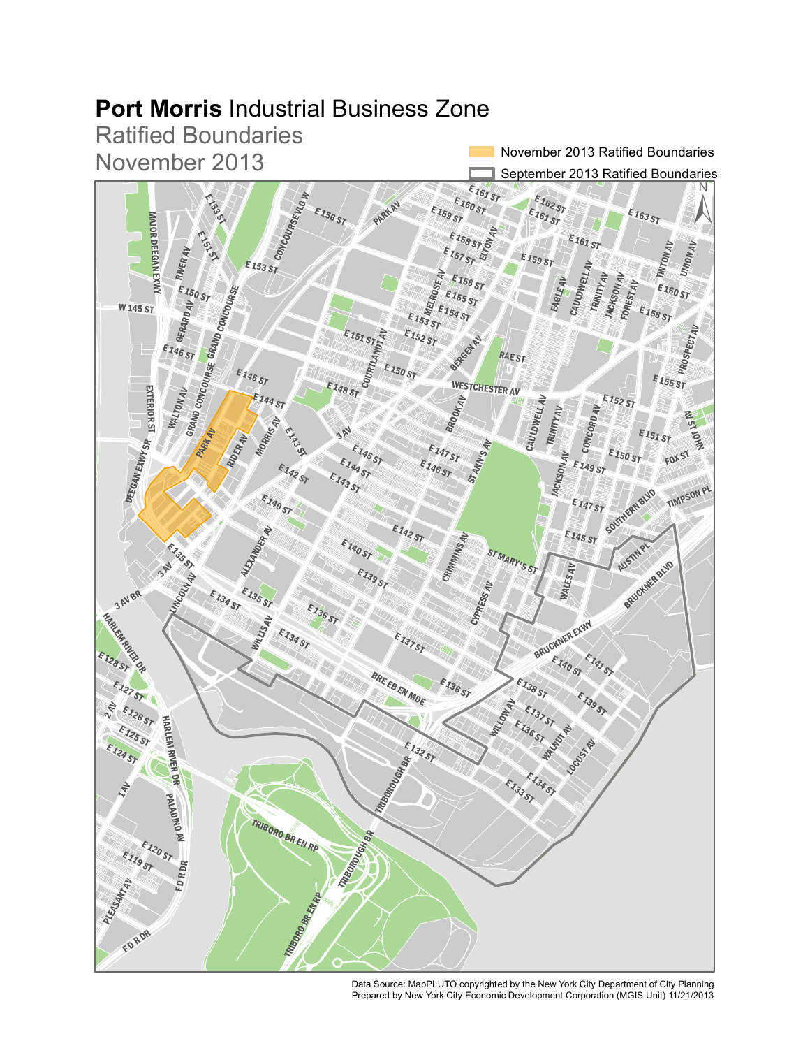# **Port Morris** Industrial Business Zone

## Ratified Boundaries
## November 2013

- November 2013 Ratified Boundaries
- September 2013 Ratified Boundaries

Data Source: MapPLUTO copyrighted by the New York City Department of City Planning
Prepared by New York City Economic Development Corporation (MGIS Unit) 11/21/2013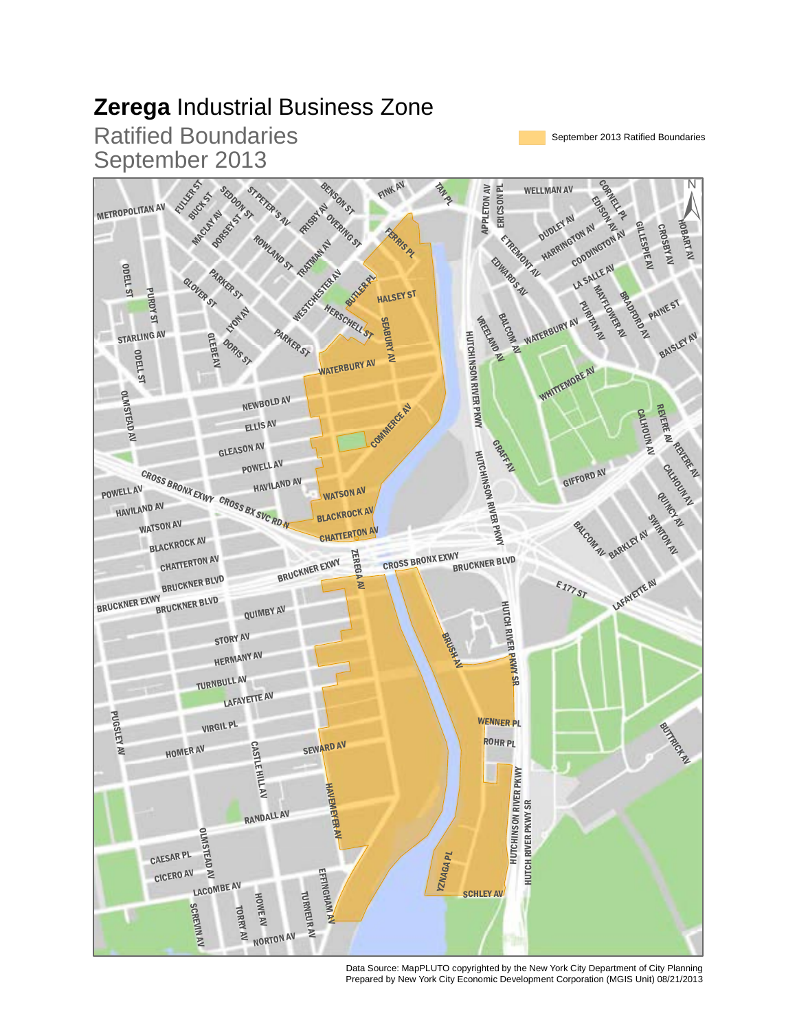# **Zerega** Industrial Business Zone

## Ratified Boundaries September 2013

September 2013 Ratified Boundaries

Data Source: MapPLUTO copyrighted by the New York City Department of City Planning
Prepared by New York City Economic Development Corporation (MGIS Unit) 08/21/2013